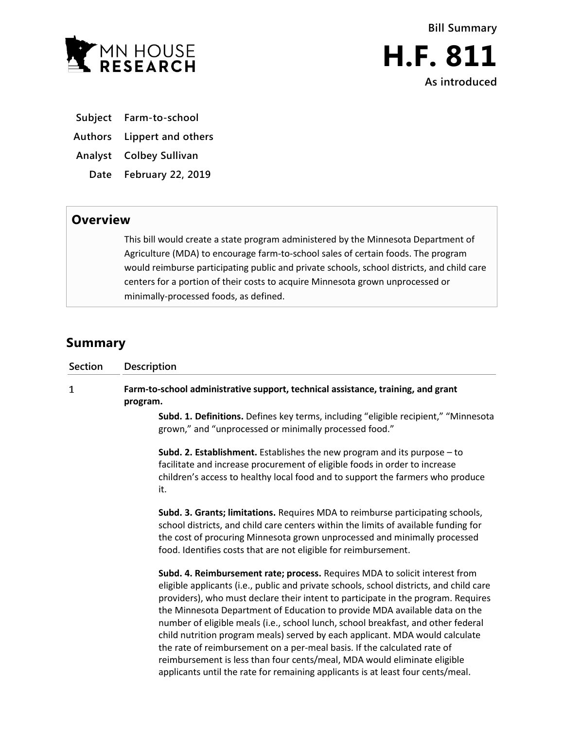# Bill Summary

# H.F. 811

**As introduced**

**Subject** Farm-to-school

**Authors** Lippert and others

**Analyst** Colbey Sullivan

**Date** February 22, 2019

## Overview

This bill would create a state program administered by the Minnesota Department of Agriculture (MDA) to encourage farm-to-school sales of certain foods. The program would reimburse participating public and private schools, school districts, and child care centers for a portion of their costs to acquire Minnesota grown unprocessed or minimally-processed foods, as defined.

## Summary

| Section | Description |
|---|---|
| 1 | **Farm-to-school administrative support, technical assistance, training, and grant program.**<br><br>**Subd. 1. Definitions.** Defines key terms, including "eligible recipient," "Minnesota grown," and "unprocessed or minimally processed food."<br><br>**Subd. 2. Establishment.** Establishes the new program and its purpose – to facilitate and increase procurement of eligible foods in order to increase children's access to healthy local food and to support the farmers who produce it.<br><br>**Subd. 3. Grants; limitations.** Requires MDA to reimburse participating schools, school districts, and child care centers within the limits of available funding for the cost of procuring Minnesota grown unprocessed and minimally processed food. Identifies costs that are not eligible for reimbursement.<br><br>**Subd. 4. Reimbursement rate; process.** Requires MDA to solicit interest from eligible applicants (i.e., public and private schools, school districts, and child care providers), who must declare their intent to participate in the program. Requires the Minnesota Department of Education to provide MDA available data on the number of eligible meals (i.e., school lunch, school breakfast, and other federal child nutrition program meals) served by each applicant. MDA would calculate the rate of reimbursement on a per-meal basis. If the calculated rate of reimbursement is less than four cents/meal, MDA would eliminate eligible applicants until the rate for remaining applicants is at least four cents/meal. |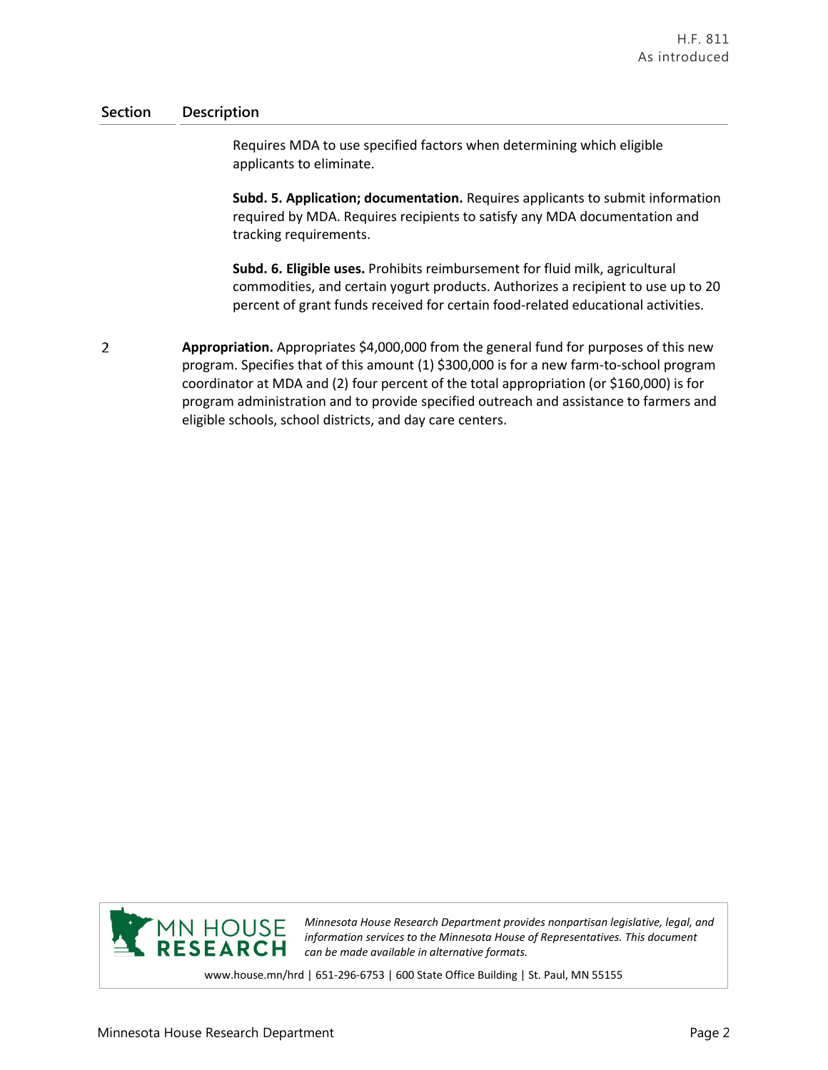| Section | Description |
|---|---|
| | Requires MDA to use specified factors when determining which eligible applicants to eliminate.<br><br>**Subd. 5. Application; documentation.** Requires applicants to submit information required by MDA. Requires recipients to satisfy any MDA documentation and tracking requirements.<br><br>**Subd. 6. Eligible uses.** Prohibits reimbursement for fluid milk, agricultural commodities, and certain yogurt products. Authorizes a recipient to use up to 20 percent of grant funds received for certain food-related educational activities. |
| 2 | **Appropriation.** Appropriates $4,000,000 from the general fund for purposes of this new program. Specifies that of this amount (1) $300,000 is for a new farm-to-school program coordinator at MDA and (2) four percent of the total appropriation (or $160,000) is for program administration and to provide specified outreach and assistance to farmers and eligible schools, school districts, and day care centers. |

MN HOUSE RESEARCH

*Minnesota House Research Department provides nonpartisan legislative, legal, and information services to the Minnesota House of Representatives. This document can be made available in alternative formats.*

www.house.mn/hrd | 651-296-6753 | 600 State Office Building | St. Paul, MN 55155